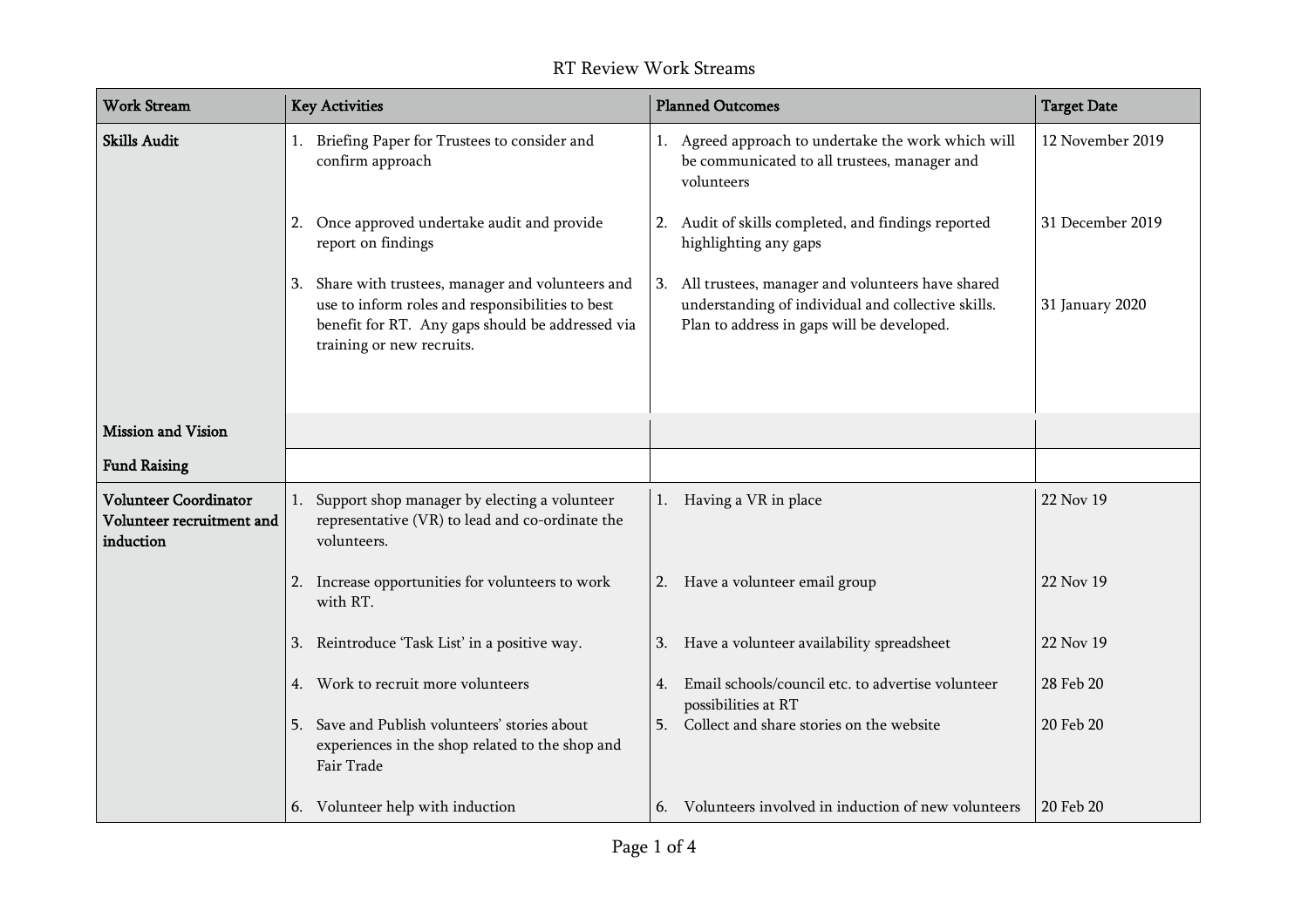# RT Review Work Streams

| Work Stream | Key Activities | Planned Outcomes | Target Date |
|---|---|---|---|
| **Skills Audit** | 1. Briefing Paper for Trustees to consider and confirm approach | 1. Agreed approach to undertake the work which will be communicated to all trustees, manager and volunteers | 12 November 2019 |
| | 2. Once approved undertake audit and provide report on findings | 2. Audit of skills completed, and findings reported highlighting any gaps | 31 December 2019 |
| | 3. Share with trustees, manager and volunteers and use to inform roles and responsibilities to best benefit for RT. Any gaps should be addressed via training or new recruits. | 3. All trustees, manager and volunteers have shared understanding of individual and collective skills. Plan to address in gaps will be developed. | 31 January 2020 |
| **Mission and Vision** | | | |
| **Fund Raising** | | | |
| **Volunteer Coordinator Volunteer recruitment and induction** | 1. Support shop manager by electing a volunteer representative (VR) to lead and co-ordinate the volunteers. | 1. Having a VR in place | 22 Nov 19 |
| | 2. Increase opportunities for volunteers to work with RT. | 2. Have a volunteer email group | 22 Nov 19 |
| | 3. Reintroduce 'Task List' in a positive way. | 3. Have a volunteer availability spreadsheet | 22 Nov 19 |
| | 4. Work to recruit more volunteers | 4. Email schools/council etc. to advertise volunteer possibilities at RT | 28 Feb 20 |
| | 5. Save and Publish volunteers' stories about experiences in the shop related to the shop and Fair Trade | 5. Collect and share stories on the website | 20 Feb 20 |
| | 6. Volunteer help with induction | 6. Volunteers involved in induction of new volunteers | 20 Feb 20 |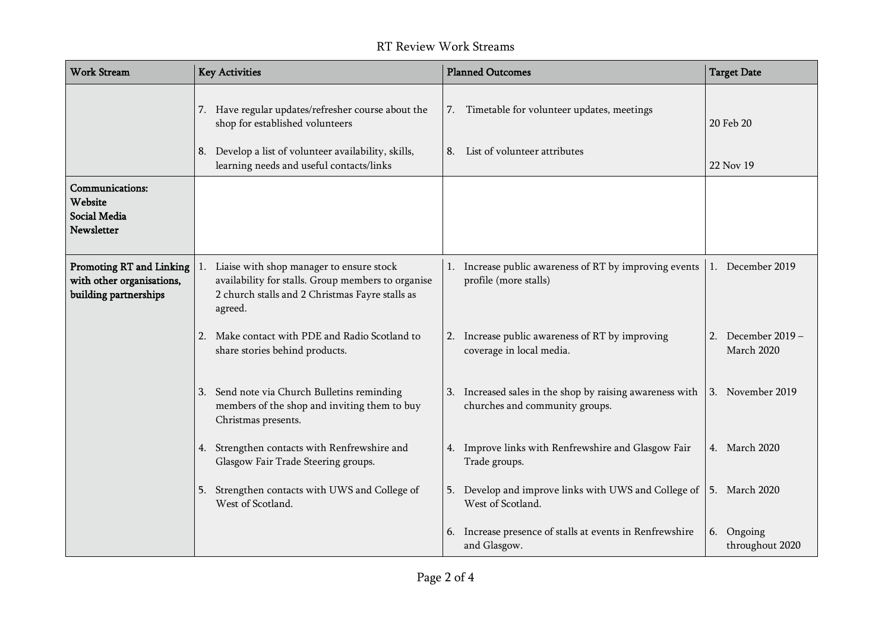# RT Review Work Streams

| Work Stream | Key Activities | Planned Outcomes | Target Date |
|---|---|---|---|
| | 7. Have regular updates/refresher course about the shop for established volunteers | 7. Timetable for volunteer updates, meetings | 20 Feb 20 |
| | 8. Develop a list of volunteer availability, skills, learning needs and useful contacts/links | 8. List of volunteer attributes | 22 Nov 19 |
| **Communications: Website Social Media Newsletter** | | | |
| **Promoting RT and Linking with other organisations, building partnerships** | 1. Liaise with shop manager to ensure stock availability for stalls. Group members to organise 2 church stalls and 2 Christmas Fayre stalls as agreed. | 1. Increase public awareness of RT by improving events profile (more stalls) | 1. December 2019 |
| | 2. Make contact with PDE and Radio Scotland to share stories behind products. | 2. Increase public awareness of RT by improving coverage in local media. | 2. December 2019 – March 2020 |
| | 3. Send note via Church Bulletins reminding members of the shop and inviting them to buy Christmas presents. | 3. Increased sales in the shop by raising awareness with churches and community groups. | 3. November 2019 |
| | 4. Strengthen contacts with Renfrewshire and Glasgow Fair Trade Steering groups. | 4. Improve links with Renfrewshire and Glasgow Fair Trade groups. | 4. March 2020 |
| | 5. Strengthen contacts with UWS and College of West of Scotland. | 5. Develop and improve links with UWS and College of West of Scotland. | 5. March 2020 |
| | | 6. Increase presence of stalls at events in Renfrewshire and Glasgow. | 6. Ongoing throughout 2020 |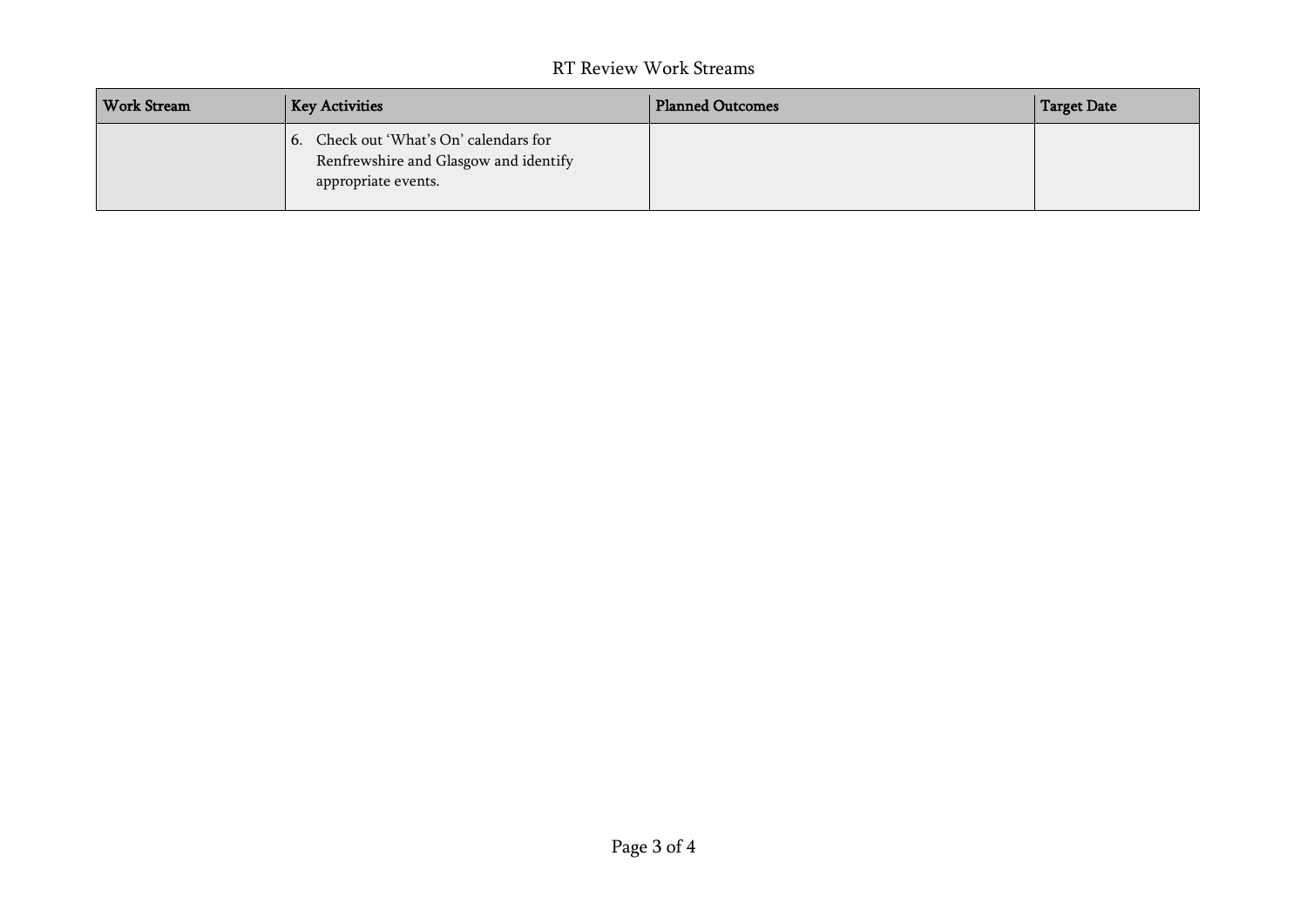RT Review Work Streams

| Work Stream | Key Activities | Planned Outcomes | Target Date |
| --- | --- | --- | --- |
| | 6. Check out 'What's On' calendars for Renfrewshire and Glasgow and identify appropriate events. | | |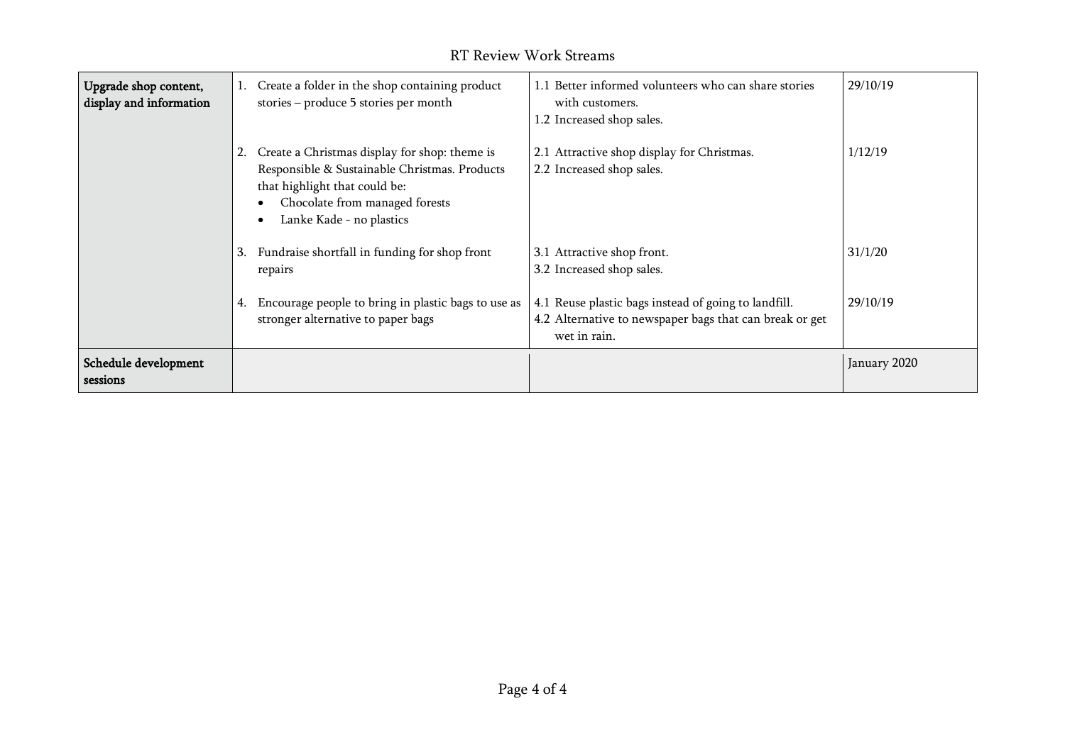| | | | |
|---|---|---|---|
| **Upgrade shop content, display and information** | 1. Create a folder in the shop containing product stories – produce 5 stories per month | 1.1 Better informed volunteers who can share stories with customers.<br>1.2 Increased shop sales. | 29/10/19 |
| | 2. Create a Christmas display for shop: theme is Responsible & Sustainable Christmas. Products that highlight that could be:<br>• Chocolate from managed forests<br>• Lanke Kade - no plastics | 2.1 Attractive shop display for Christmas.<br>2.2 Increased shop sales. | 1/12/19 |
| | 3. Fundraise shortfall in funding for shop front repairs | 3.1 Attractive shop front.<br>3.2 Increased shop sales. | 31/1/20 |
| | 4. Encourage people to bring in plastic bags to use as stronger alternative to paper bags | 4.1 Reuse plastic bags instead of going to landfill.<br>4.2 Alternative to newspaper bags that can break or get wet in rain. | 29/10/19 |
| **Schedule development sessions** | | | January 2020 |